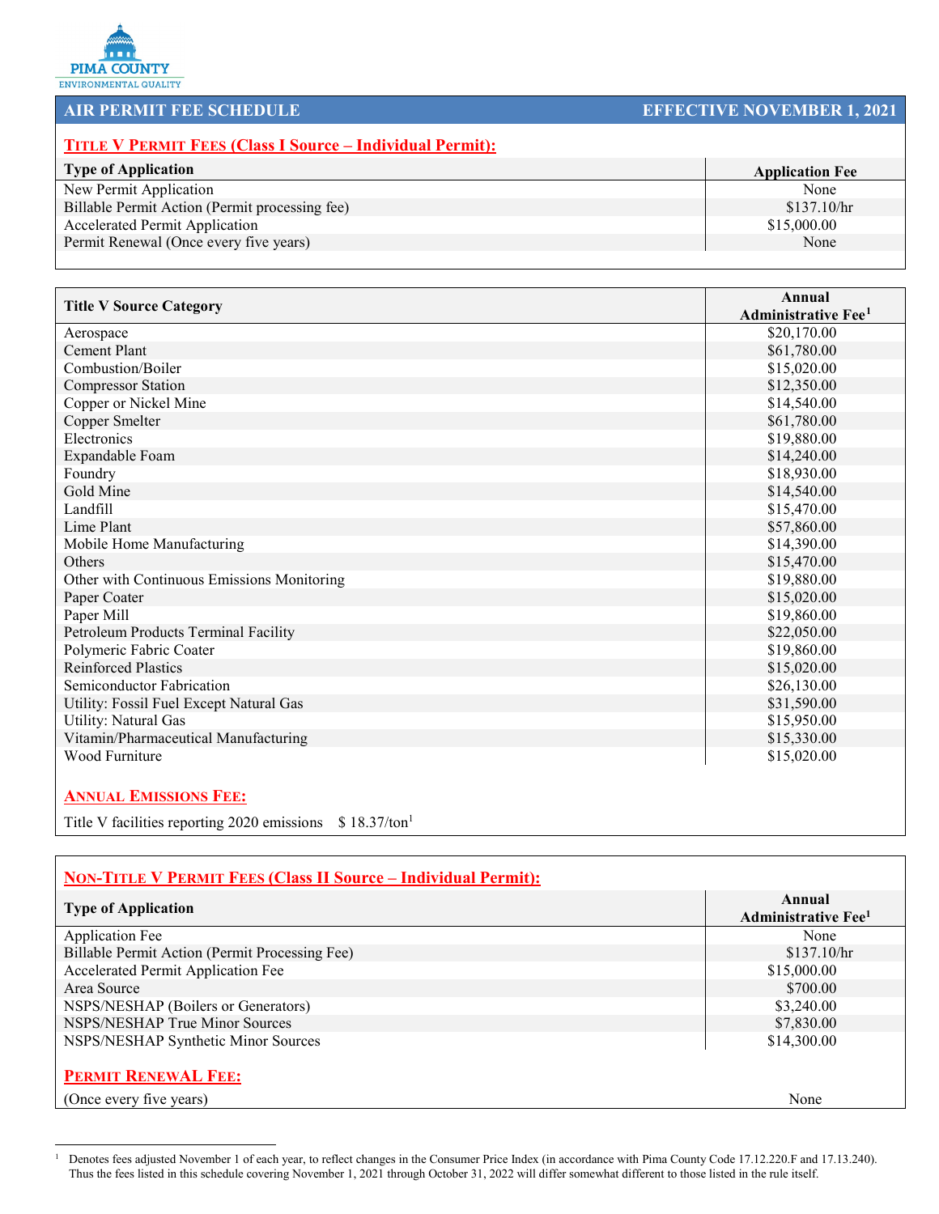PIMA COUNTY
ENVIRONMENTAL QUALITY

# AIR PERMIT FEE SCHEDULE — EFFECTIVE NOVEMBER 1, 2021

## TITLE V PERMIT FEES (Class I Source – Individual Permit):

| Type of Application | Application Fee |
|---|---|
| New Permit Application | None |
| Billable Permit Action (Permit processing fee) | $137.10/hr |
| Accelerated Permit Application | $15,000.00 |
| Permit Renewal (Once every five years) | None |

| Title V Source Category | Annual Administrative Fee[1] |
|---|---|
| Aerospace | $20,170.00 |
| Cement Plant | $61,780.00 |
| Combustion/Boiler | $15,020.00 |
| Compressor Station | $12,350.00 |
| Copper or Nickel Mine | $14,540.00 |
| Copper Smelter | $61,780.00 |
| Electronics | $19,880.00 |
| Expandable Foam | $14,240.00 |
| Foundry | $18,930.00 |
| Gold Mine | $14,540.00 |
| Landfill | $15,470.00 |
| Lime Plant | $57,860.00 |
| Mobile Home Manufacturing | $14,390.00 |
| Others | $15,470.00 |
| Other with Continuous Emissions Monitoring | $19,880.00 |
| Paper Coater | $15,020.00 |
| Paper Mill | $19,860.00 |
| Petroleum Products Terminal Facility | $22,050.00 |
| Polymeric Fabric Coater | $19,860.00 |
| Reinforced Plastics | $15,020.00 |
| Semiconductor Fabrication | $26,130.00 |
| Utility: Fossil Fuel Except Natural Gas | $31,590.00 |
| Utility: Natural Gas | $15,950.00 |
| Vitamin/Pharmaceutical Manufacturing | $15,330.00 |
| Wood Furniture | $15,020.00 |

## ANNUAL EMISSIONS FEE:

Title V facilities reporting 2020 emissions $ 18.37/ton[1]

## NON-TITLE V PERMIT FEES (Class II Source – Individual Permit):

| Type of Application | Annual Administrative Fee[1] |
|---|---|
| Application Fee | None |
| Billable Permit Action (Permit Processing Fee) | $137.10/hr |
| Accelerated Permit Application Fee | $15,000.00 |
| Area Source | $700.00 |
| NSPS/NESHAP (Boilers or Generators) | $3,240.00 |
| NSPS/NESHAP True Minor Sources | $7,830.00 |
| NSPS/NESHAP Synthetic Minor Sources | $14,300.00 |

## PERMIT RENEWAL FEE:

(Once every five years) None

[1] Denotes fees adjusted November 1 of each year, to reflect changes in the Consumer Price Index (in accordance with Pima County Code 17.12.220.F and 17.13.240). Thus the fees listed in this schedule covering November 1, 2021 through October 31, 2022 will differ somewhat different to those listed in the rule itself.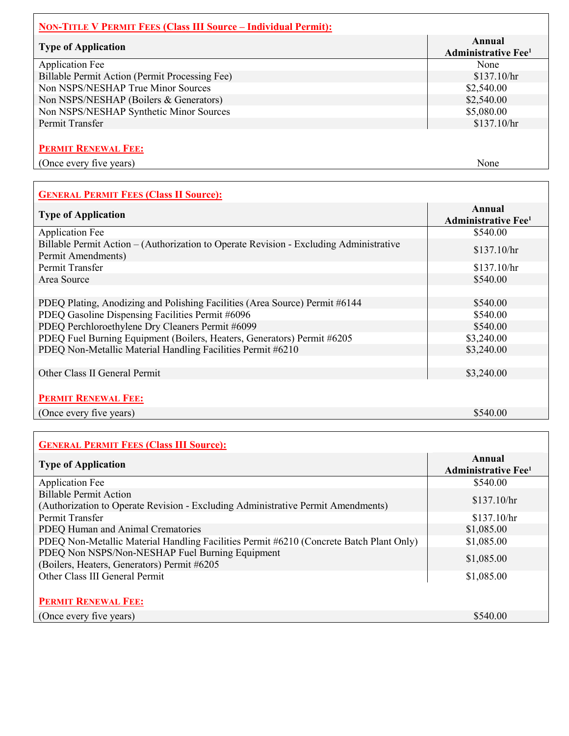### Non-Title V Permit Fees (Class III Source – Individual Permit):

| Type of Application | Annual Administrative Fee[1] |
|---|---|
| Application Fee | None |
| Billable Permit Action (Permit Processing Fee) | $137.10/hr |
| Non NSPS/NESHAP True Minor Sources | $2,540.00 |
| Non NSPS/NESHAP (Boilers & Generators) | $2,540.00 |
| Non NSPS/NESHAP Synthetic Minor Sources | $5,080.00 |
| Permit Transfer | $137.10/hr |

**Permit Renewal Fee:**

| | |
|---|---|
| (Once every five years) | None |

### General Permit Fees (Class II Source):

| Type of Application | Annual Administrative Fee[1] |
|---|---|
| Application Fee | $540.00 |
| Billable Permit Action – (Authorization to Operate Revision - Excluding Administrative Permit Amendments) | $137.10/hr |
| Permit Transfer | $137.10/hr |
| Area Source | $540.00 |
| | |
| PDEQ Plating, Anodizing and Polishing Facilities (Area Source) Permit #6144 | $540.00 |
| PDEQ Gasoline Dispensing Facilities Permit #6096 | $540.00 |
| PDEQ Perchloroethylene Dry Cleaners Permit #6099 | $540.00 |
| PDEQ Fuel Burning Equipment (Boilers, Heaters, Generators) Permit #6205 | $3,240.00 |
| PDEQ Non-Metallic Material Handling Facilities Permit #6210 | $3,240.00 |
| | |
| Other Class II General Permit | $3,240.00 |

**Permit Renewal Fee:**

| | |
|---|---|
| (Once every five years) | $540.00 |

### General Permit Fees (Class III Source):

| Type of Application | Annual Administrative Fee[1] |
|---|---|
| Application Fee | $540.00 |
| Billable Permit Action (Authorization to Operate Revision - Excluding Administrative Permit Amendments) | $137.10/hr |
| Permit Transfer | $137.10/hr |
| PDEQ Human and Animal Crematories | $1,085.00 |
| PDEQ Non-Metallic Material Handling Facilities Permit #6210 (Concrete Batch Plant Only) | $1,085.00 |
| PDEQ Non NSPS/Non-NESHAP Fuel Burning Equipment (Boilers, Heaters, Generators) Permit #6205 | $1,085.00 |
| Other Class III General Permit | $1,085.00 |

**Permit Renewal Fee:**

| | |
|---|---|
| (Once every five years) | $540.00 |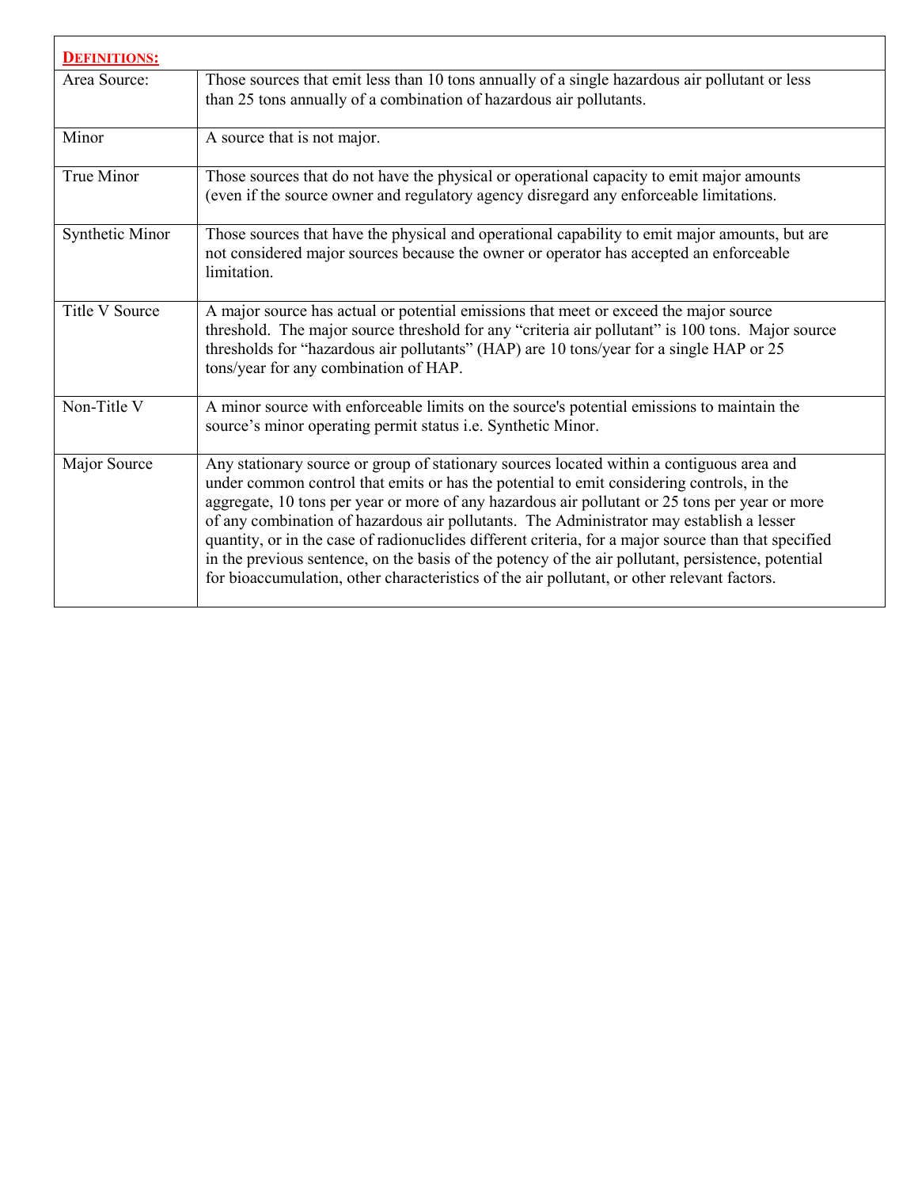| **DEFINITIONS:** | |
| --- | --- |
| Area Source: | Those sources that emit less than 10 tons annually of a single hazardous air pollutant or less than 25 tons annually of a combination of hazardous air pollutants. |
| Minor | A source that is not major. |
| True Minor | Those sources that do not have the physical or operational capacity to emit major amounts (even if the source owner and regulatory agency disregard any enforceable limitations. |
| Synthetic Minor | Those sources that have the physical and operational capability to emit major amounts, but are not considered major sources because the owner or operator has accepted an enforceable limitation. |
| Title V Source | A major source has actual or potential emissions that meet or exceed the major source threshold. The major source threshold for any "criteria air pollutant" is 100 tons. Major source thresholds for "hazardous air pollutants" (HAP) are 10 tons/year for a single HAP or 25 tons/year for any combination of HAP. |
| Non-Title V | A minor source with enforceable limits on the source's potential emissions to maintain the source's minor operating permit status i.e. Synthetic Minor. |
| Major Source | Any stationary source or group of stationary sources located within a contiguous area and under common control that emits or has the potential to emit considering controls, in the aggregate, 10 tons per year or more of any hazardous air pollutant or 25 tons per year or more of any combination of hazardous air pollutants. The Administrator may establish a lesser quantity, or in the case of radionuclides different criteria, for a major source than that specified in the previous sentence, on the basis of the potency of the air pollutant, persistence, potential for bioaccumulation, other characteristics of the air pollutant, or other relevant factors. |